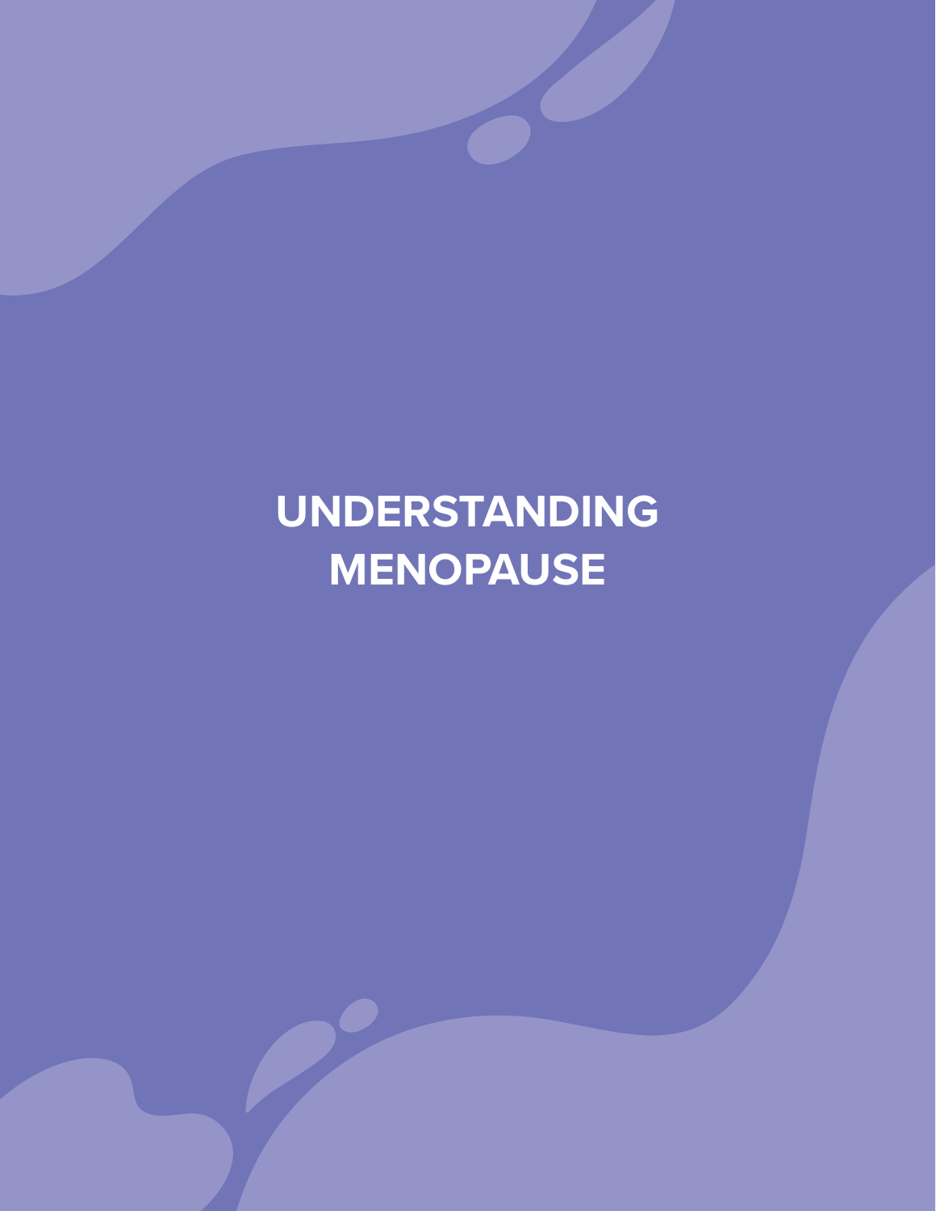# UNDERSTANDING MENOPAUSE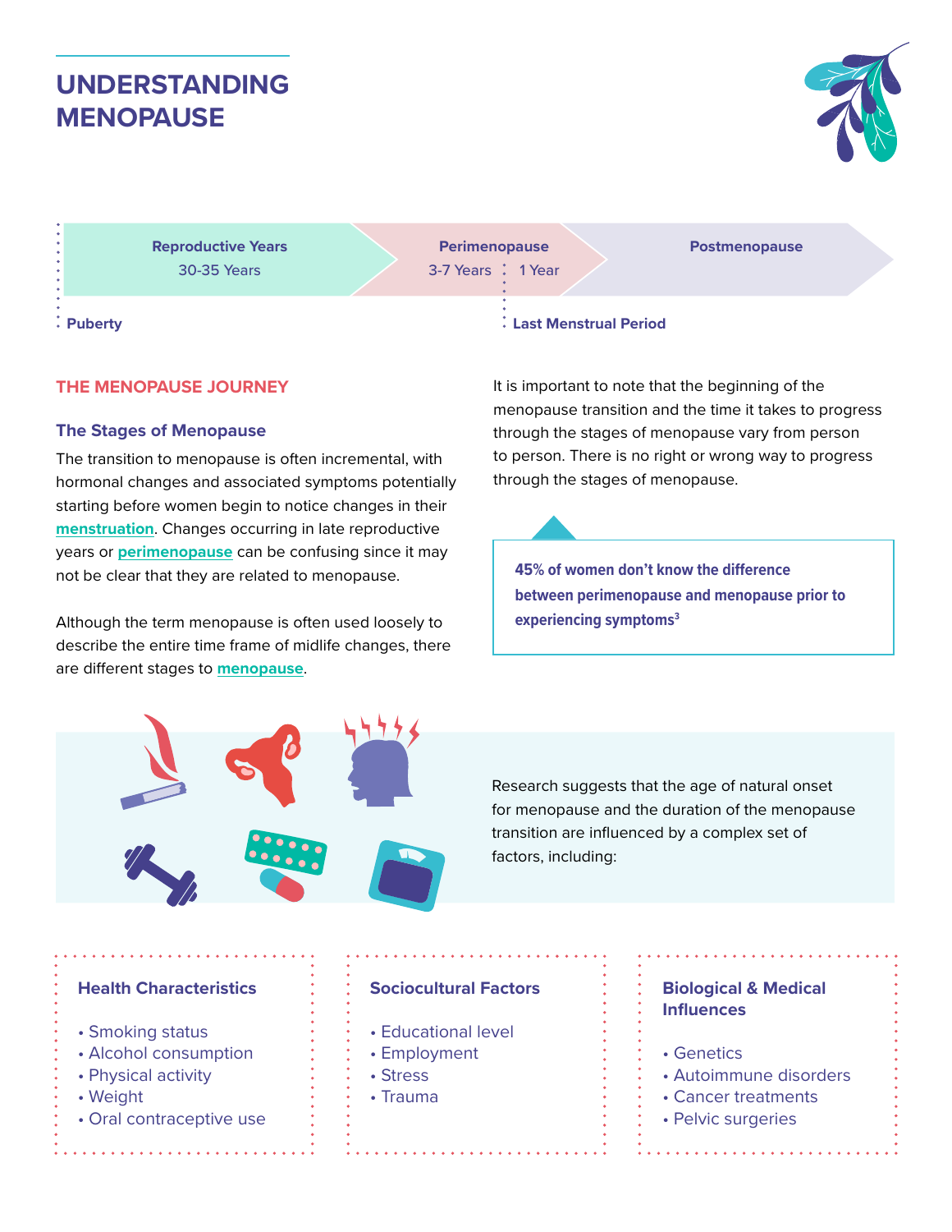# UNDERSTANDING MENOPAUSE

| Reproductive Years | Perimenopause | | Postmenopause |
|---|---|---|---|
| 30-35 Years | 3-7 Years | 1 Year | |

Puberty

Last Menstrual Period

## THE MENOPAUSE JOURNEY

### The Stages of Menopause

The transition to menopause is often incremental, with hormonal changes and associated symptoms potentially starting before women begin to notice changes in their **menstruation**. Changes occurring in late reproductive years or **perimenopause** can be confusing since it may not be clear that they are related to menopause.

Although the term menopause is often used loosely to describe the entire time frame of midlife changes, there are different stages to **menopause**.

It is important to note that the beginning of the menopause transition and the time it takes to progress through the stages of menopause vary from person to person. There is no right or wrong way to progress through the stages of menopause.

**45% of women don't know the difference between perimenopause and menopause prior to experiencing symptoms[3]**

Research suggests that the age of natural onset for menopause and the duration of the menopause transition are influenced by a complex set of factors, including:

### Health Characteristics

- Smoking status
- Alcohol consumption
- Physical activity
- Weight
- Oral contraceptive use

### Sociocultural Factors

- Educational level
- Employment
- Stress
- Trauma

### Biological & Medical Influences

- Genetics
- Autoimmune disorders
- Cancer treatments
- Pelvic surgeries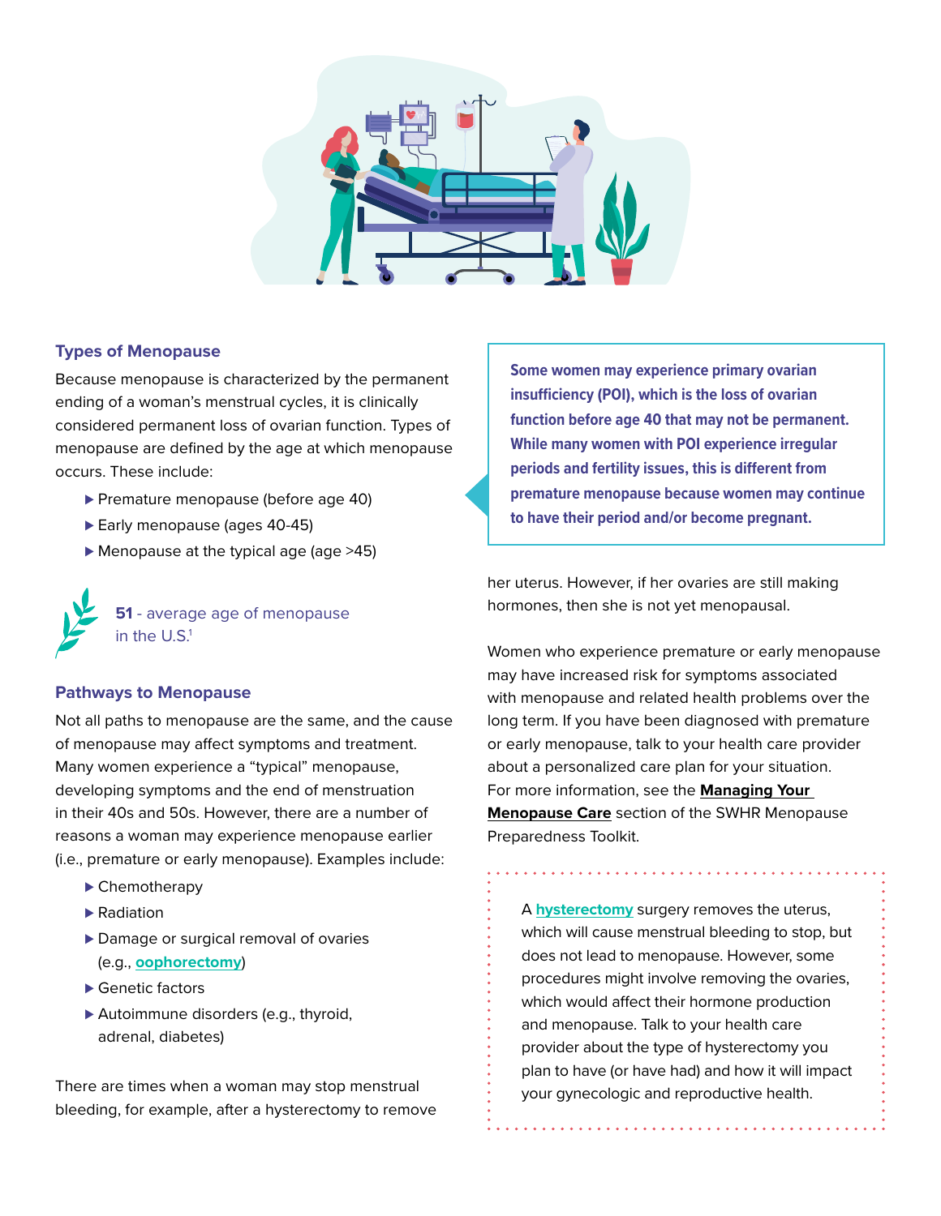## Types of Menopause

Because menopause is characterized by the permanent ending of a woman's menstrual cycles, it is clinically considered permanent loss of ovarian function. Types of menopause are defined by the age at which menopause occurs. These include:

- Premature menopause (before age 40)
- Early menopause (ages 40-45)
- Menopause at the typical age (age >45)

**51** - average age of menopause in the U.S.[1]

**Some women may experience primary ovarian insufficiency (POI), which is the loss of ovarian function before age 40 that may not be permanent. While many women with POI experience irregular periods and fertility issues, this is different from premature menopause because women may continue to have their period and/or become pregnant.**

## Pathways to Menopause

Not all paths to menopause are the same, and the cause of menopause may affect symptoms and treatment. Many women experience a "typical" menopause, developing symptoms and the end of menstruation in their 40s and 50s. However, there are a number of reasons a woman may experience menopause earlier (i.e., premature or early menopause). Examples include:

- Chemotherapy
- Radiation
- Damage or surgical removal of ovaries (e.g., **oophorectomy**)
- Genetic factors
- Autoimmune disorders (e.g., thyroid, adrenal, diabetes)

There are times when a woman may stop menstrual bleeding, for example, after a hysterectomy to remove her uterus. However, if her ovaries are still making hormones, then she is not yet menopausal.

Women who experience premature or early menopause may have increased risk for symptoms associated with menopause and related health problems over the long term. If you have been diagnosed with premature or early menopause, talk to your health care provider about a personalized care plan for your situation. For more information, see the **Managing Your Menopause Care** section of the SWHR Menopause Preparedness Toolkit.

A **hysterectomy** surgery removes the uterus, which will cause menstrual bleeding to stop, but does not lead to menopause. However, some procedures might involve removing the ovaries, which would affect their hormone production and menopause. Talk to your health care provider about the type of hysterectomy you plan to have (or have had) and how it will impact your gynecologic and reproductive health.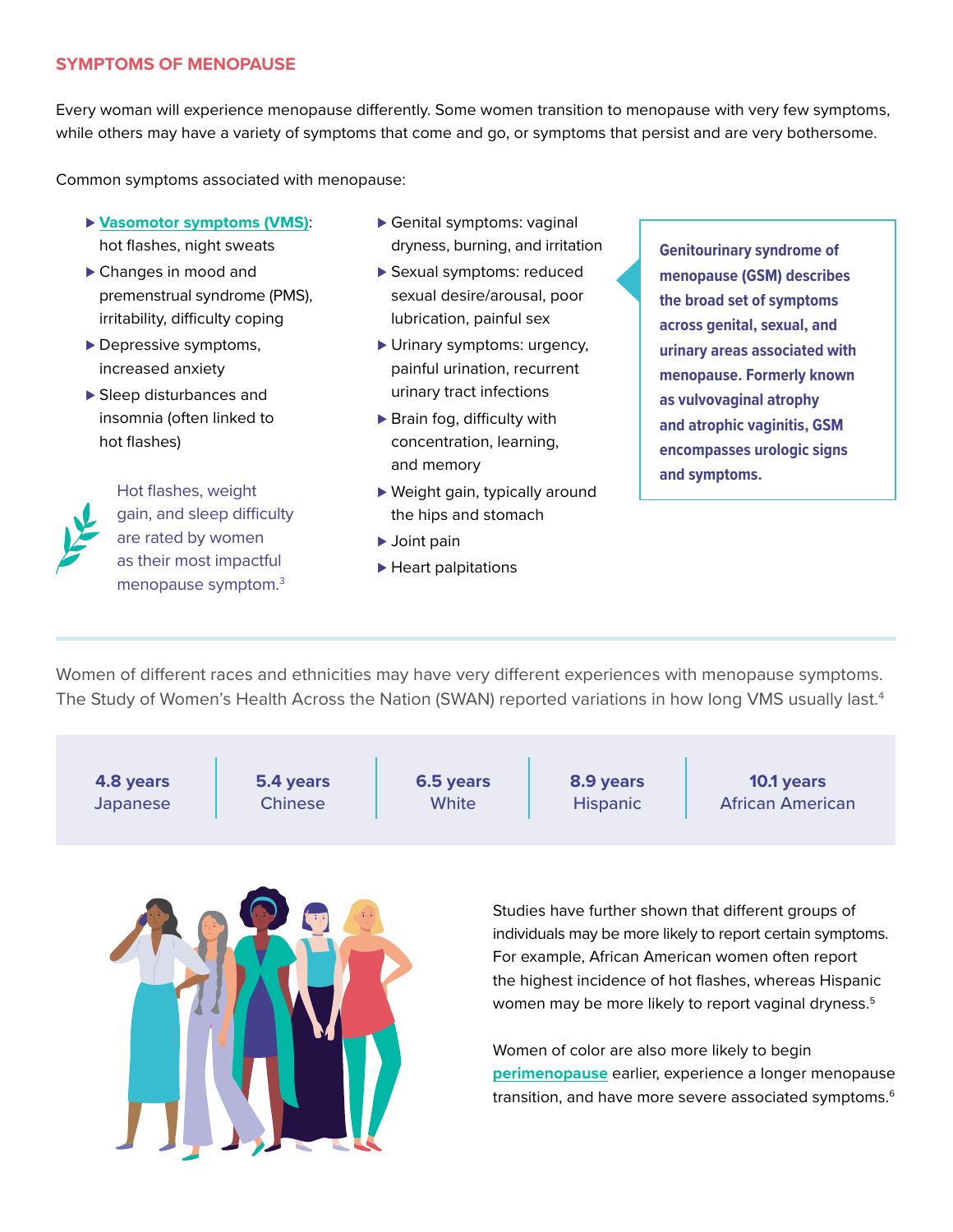## SYMPTOMS OF MENOPAUSE

Every woman will experience menopause differently. Some women transition to menopause with very few symptoms, while others may have a variety of symptoms that come and go, or symptoms that persist and are very bothersome.

Common symptoms associated with menopause:

- Vasomotor symptoms (VMS): hot flashes, night sweats
- Changes in mood and premenstrual syndrome (PMS), irritability, difficulty coping
- Depressive symptoms, increased anxiety
- Sleep disturbances and insomnia (often linked to hot flashes)
- Genital symptoms: vaginal dryness, burning, and irritation
- Sexual symptoms: reduced sexual desire/arousal, poor lubrication, painful sex
- Urinary symptoms: urgency, painful urination, recurrent urinary tract infections
- Brain fog, difficulty with concentration, learning, and memory
- Weight gain, typically around the hips and stomach
- Joint pain
- Heart palpitations

Hot flashes, weight gain, and sleep difficulty are rated by women as their most impactful menopause symptom.[3]

**Genitourinary syndrome of menopause (GSM) describes the broad set of symptoms across genital, sexual, and urinary areas associated with menopause. Formerly known as vulvovaginal atrophy and atrophic vaginitis, GSM encompasses urologic signs and symptoms.**

Women of different races and ethnicities may have very different experiences with menopause symptoms. The Study of Women's Health Across the Nation (SWAN) reported variations in how long VMS usually last.[4]

| | | | | |
|---|---|---|---|---|
| **4.8 years** Japanese | **5.4 years** Chinese | **6.5 years** White | **8.9 years** Hispanic | **10.1 years** African American |

Studies have further shown that different groups of individuals may be more likely to report certain symptoms. For example, African American women often report the highest incidence of hot flashes, whereas Hispanic women may be more likely to report vaginal dryness.[5]

Women of color are also more likely to begin perimenopause earlier, experience a longer menopause transition, and have more severe associated symptoms.[6]